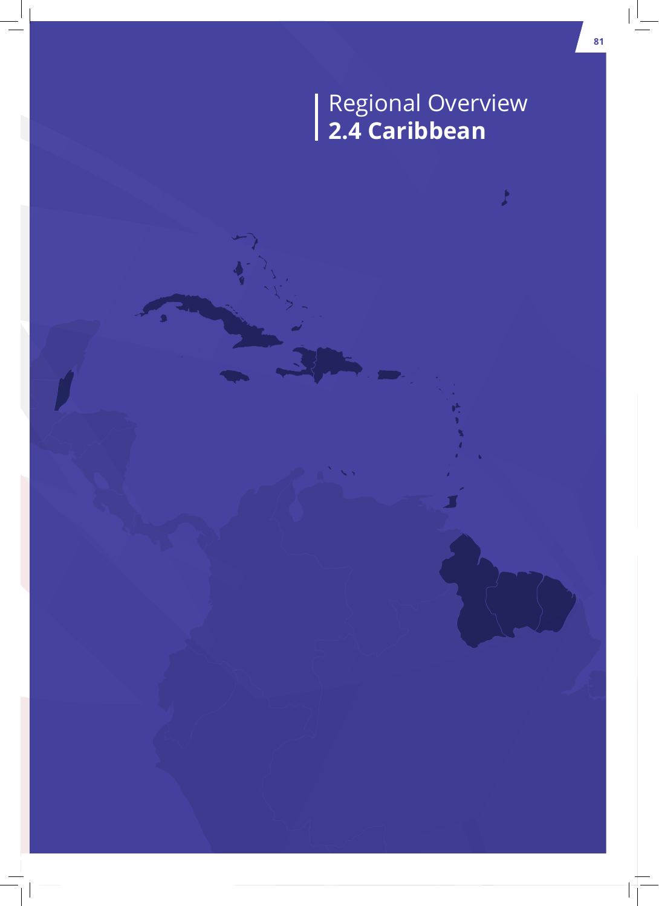Regional Overview

# 2.4 Caribbean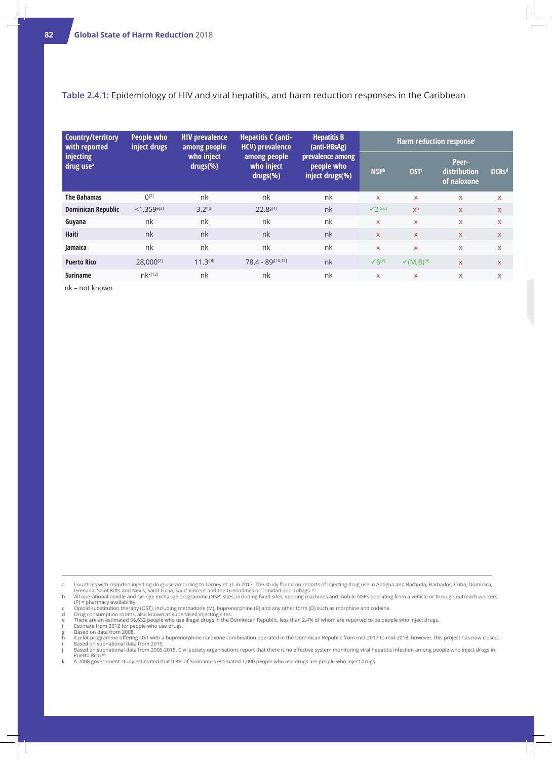**Table 2.4.1:** Epidemiology of HIV and viral hepatitis, and harm reduction responses in the Caribbean

| Country/territory with reported injecting drug use[a] | People who inject drugs | HIV prevalence among people who inject drugs(%) | Hepatitis C (anti-HCV) prevalence among people who inject drugs(%) | Hepatitis B (anti-HBsAg) prevalence among people who inject drugs(%) | Harm reduction response[i] | | | |
|---|---|---|---|---|---|---|---|---|
| | | | | | NSP[b] | OST[c] | Peer-distribution of naloxone | DCRs[d] |
| **The Bahamas** | 0[2] | nk | nk | nk | x | x | x | x |
| **Dominican Republic** | <1,359[e][3] | 3.2[f][3] | 22.8[g][4] | nk | ✓2[5,6] | x[h] | x | x |
| **Guyana** | nk | nk | nk | nk | x | x | x | x |
| **Haiti** | nk | nk | nk | nk | x | x | x | x |
| **Jamaica** | nk | nk | nk | nk | x | x | x | x |
| **Puerto Rico** | 28,000[7] | 11.3[i][8] | 78.4 - 89[j][10,11] | nk | ✓6[9] | ✓(M,B)[9] | x | x |
| **Suriname** | nk[k][12] | nk | nk | nk | x | x | x | x |

nk – not known

a Countries with reported injecting drug use according to Larney et al. in 2017. The study found no reports of injecting drug use in Antigua and Barbuda, Barbados, Cuba, Dominica, Grenada, Saint Kitts and Nevis, Saint Lucia, Saint Vincent and the Grenadines or Trinidad and Tobago.[1]

b All operational needle and syringe exchange programme (NSP) sites, including fixed sites, vending machines and mobile NSPs operating from a vehicle or through outreach workers. (P) = pharmacy availability.

c Opioid substitution therapy (OST), including methadone (M), buprenorphine (B) and any other form (O) such as morphine and codeine.

d Drug consumption rooms, also known as supervised injecting sites.

e There are an estimated 56,632 people who use illegal drugs in the Dominican Republic, less than 2.4% of whom are reported to be people who inject drugs.

f Estimate from 2012 for people who use drugs.

g Based on data from 2008.

h A pilot programme offering OST with a buprenorphine-naloxone combination operated in the Dominican Republic from mid-2017 to mid-2018; however, this project has now closed.

i Based on subnational data from 2015.

j Based on subnational data from 2006-2015. Civil society organisations report that there is no effective system monitoring viral hepatitis infection among people who inject drugs in Puerto Rico.[9]

k A 2008 government study estimated that 0.3% of Suriname's estimated 1,000 people who use drugs are people who inject drugs.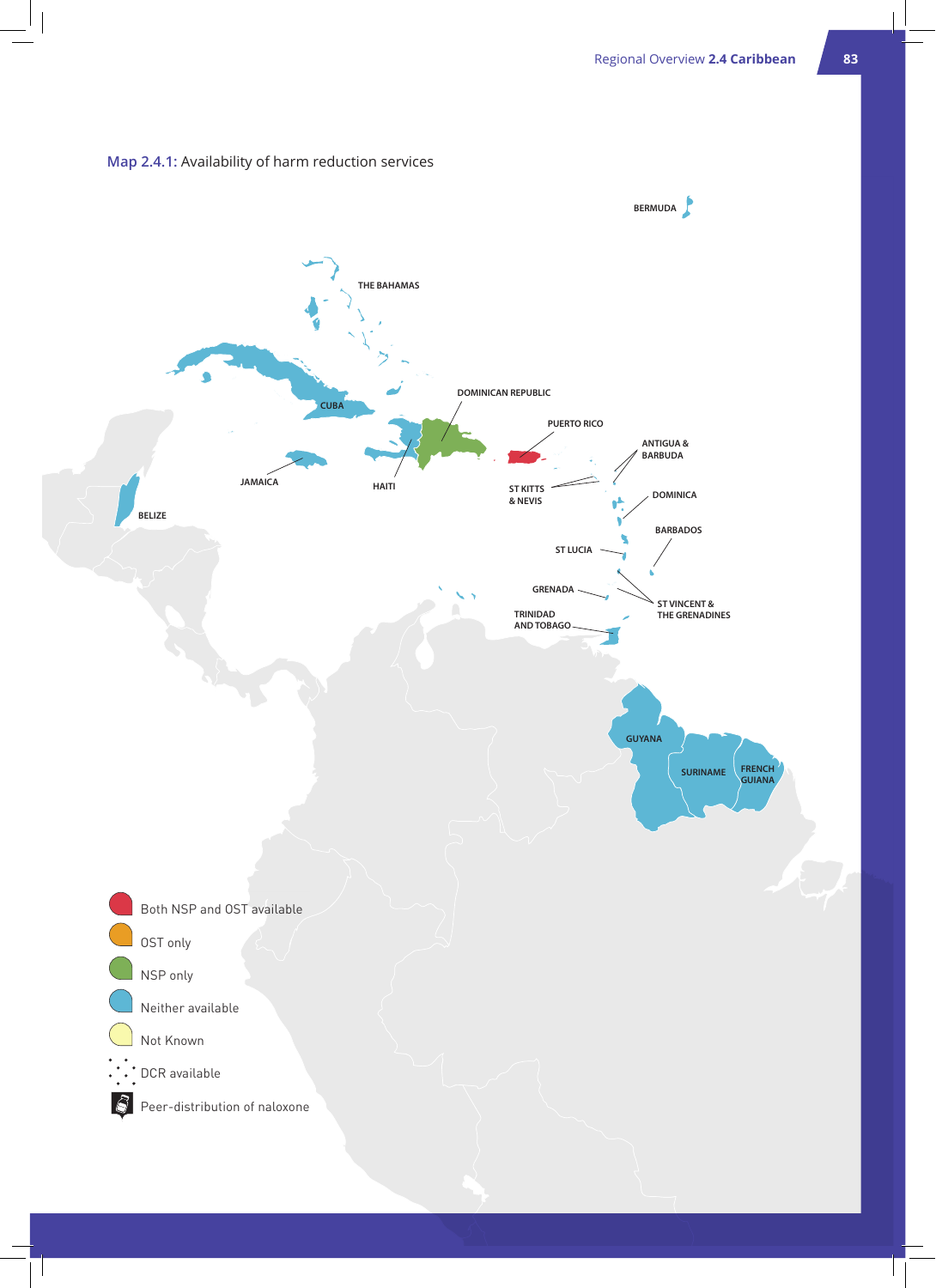**Map 2.4.1:** Availability of harm reduction services

BERMUDA

THE BAHAMAS

CUBA

DOMINICAN REPUBLIC

PUERTO RICO

ANTIGUA & BARBUDA

JAMAICA

HAITI

ST KITTS & NEVIS

DOMINICA

BELIZE

BARBADOS

ST LUCIA

GRENADA

ST VINCENT & THE GRENADINES

TRINIDAD AND TOBAGO

GUYANA

SURINAME

FRENCH GUIANA

- Both NSP and OST available
- OST only
- NSP only
- Neither available
- Not Known
- DCR available
- Peer-distribution of naloxone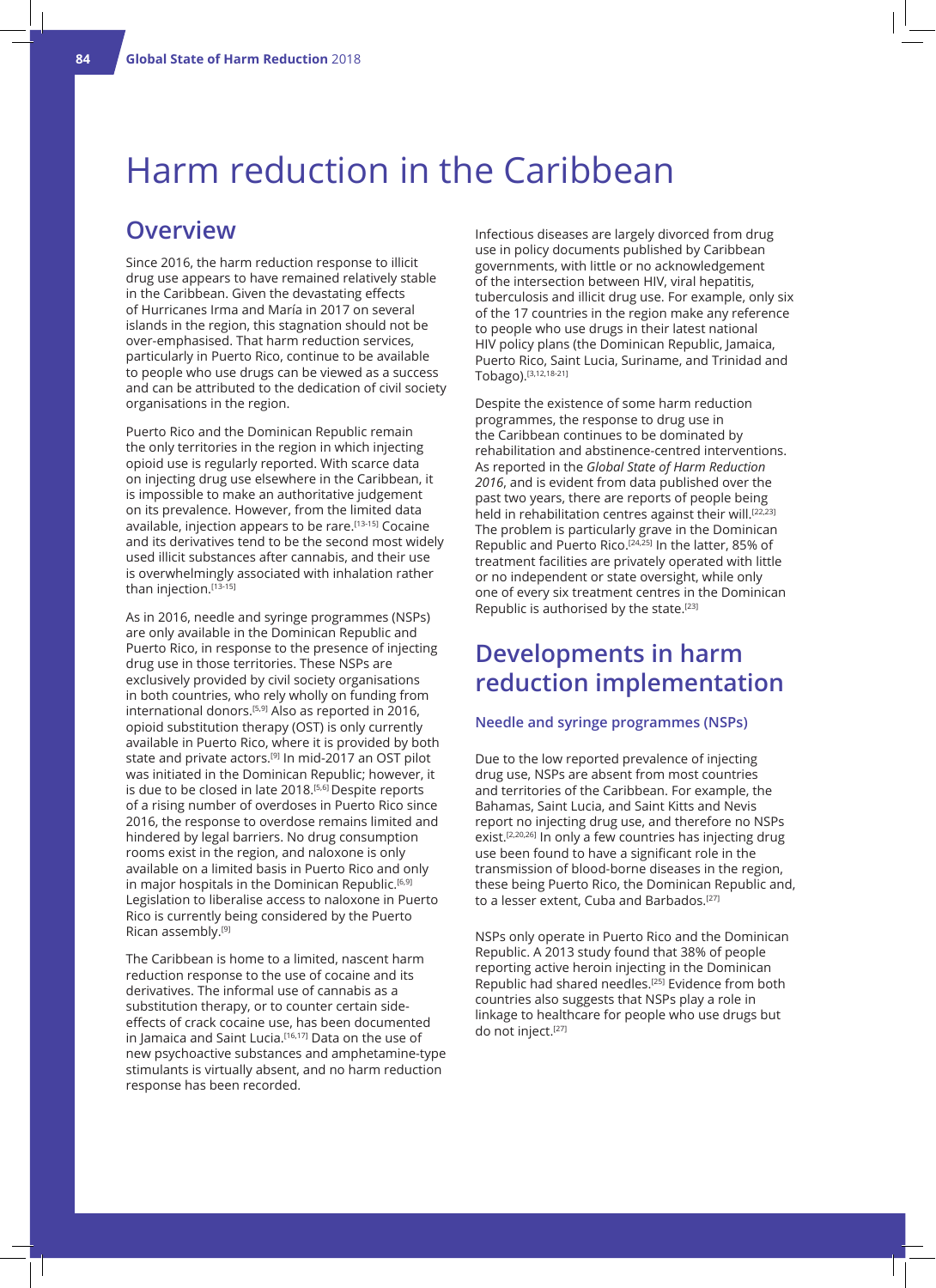# Harm reduction in the Caribbean

## Overview

Since 2016, the harm reduction response to illicit drug use appears to have remained relatively stable in the Caribbean. Given the devastating effects of Hurricanes Irma and María in 2017 on several islands in the region, this stagnation should not be over-emphasised. That harm reduction services, particularly in Puerto Rico, continue to be available to people who use drugs can be viewed as a success and can be attributed to the dedication of civil society organisations in the region.

Puerto Rico and the Dominican Republic remain the only territories in the region in which injecting opioid use is regularly reported. With scarce data on injecting drug use elsewhere in the Caribbean, it is impossible to make an authoritative judgement on its prevalence. However, from the limited data available, injection appears to be rare.[13-15] Cocaine and its derivatives tend to be the second most widely used illicit substances after cannabis, and their use is overwhelmingly associated with inhalation rather than injection.[13-15]

As in 2016, needle and syringe programmes (NSPs) are only available in the Dominican Republic and Puerto Rico, in response to the presence of injecting drug use in those territories. These NSPs are exclusively provided by civil society organisations in both countries, who rely wholly on funding from international donors.[5,9] Also as reported in 2016, opioid substitution therapy (OST) is only currently available in Puerto Rico, where it is provided by both state and private actors.[9] In mid-2017 an OST pilot was initiated in the Dominican Republic; however, it is due to be closed in late 2018.[5,6] Despite reports of a rising number of overdoses in Puerto Rico since 2016, the response to overdose remains limited and hindered by legal barriers. No drug consumption rooms exist in the region, and naloxone is only available on a limited basis in Puerto Rico and only in major hospitals in the Dominican Republic.[6,9] Legislation to liberalise access to naloxone in Puerto Rico is currently being considered by the Puerto Rican assembly.[9]

The Caribbean is home to a limited, nascent harm reduction response to the use of cocaine and its derivatives. The informal use of cannabis as a substitution therapy, or to counter certain side-effects of crack cocaine use, has been documented in Jamaica and Saint Lucia.[16,17] Data on the use of new psychoactive substances and amphetamine-type stimulants is virtually absent, and no harm reduction response has been recorded.

Infectious diseases are largely divorced from drug use in policy documents published by Caribbean governments, with little or no acknowledgement of the intersection between HIV, viral hepatitis, tuberculosis and illicit drug use. For example, only six of the 17 countries in the region make any reference to people who use drugs in their latest national HIV policy plans (the Dominican Republic, Jamaica, Puerto Rico, Saint Lucia, Suriname, and Trinidad and Tobago).[3,12,18-21]

Despite the existence of some harm reduction programmes, the response to drug use in the Caribbean continues to be dominated by rehabilitation and abstinence-centred interventions. As reported in the *Global State of Harm Reduction 2016*, and is evident from data published over the past two years, there are reports of people being held in rehabilitation centres against their will.[22,23] The problem is particularly grave in the Dominican Republic and Puerto Rico.[24,25] In the latter, 85% of treatment facilities are privately operated with little or no independent or state oversight, while only one of every six treatment centres in the Dominican Republic is authorised by the state.[23]

## Developments in harm reduction implementation

### Needle and syringe programmes (NSPs)

Due to the low reported prevalence of injecting drug use, NSPs are absent from most countries and territories of the Caribbean. For example, the Bahamas, Saint Lucia, and Saint Kitts and Nevis report no injecting drug use, and therefore no NSPs exist.[2,20,26] In only a few countries has injecting drug use been found to have a significant role in the transmission of blood-borne diseases in the region, these being Puerto Rico, the Dominican Republic and, to a lesser extent, Cuba and Barbados.[27]

NSPs only operate in Puerto Rico and the Dominican Republic. A 2013 study found that 38% of people reporting active heroin injecting in the Dominican Republic had shared needles.[25] Evidence from both countries also suggests that NSPs play a role in linkage to healthcare for people who use drugs but do not inject.[27]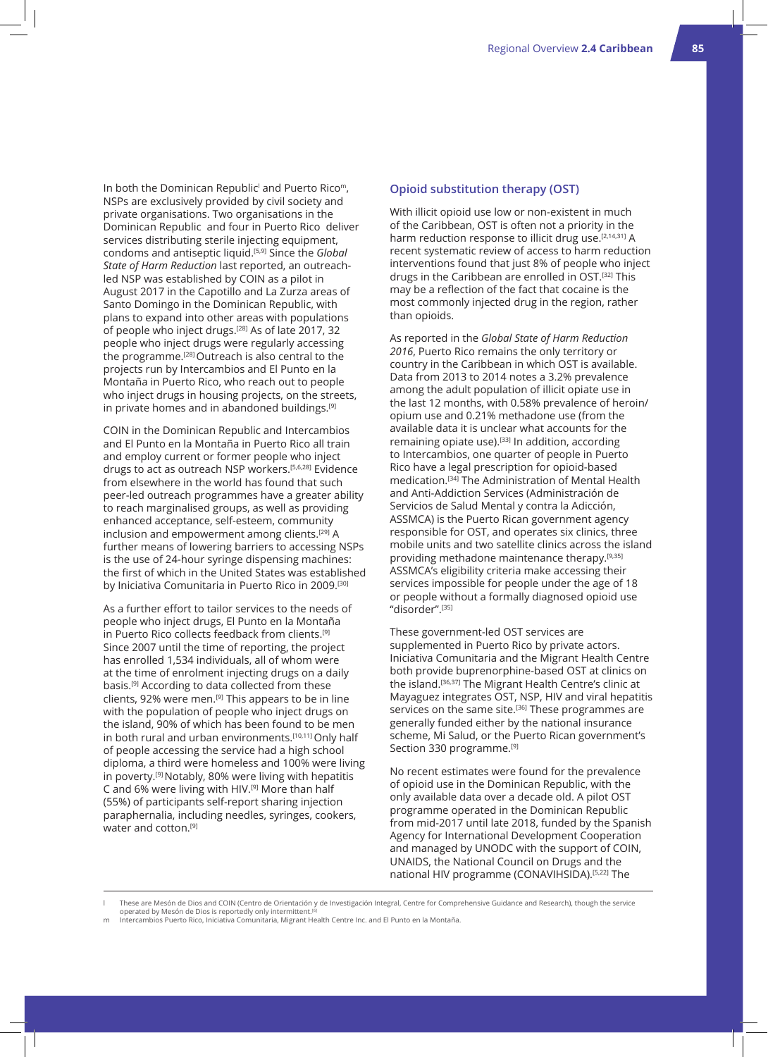In both the Dominican Republic[l] and Puerto Rico[m], NSPs are exclusively provided by civil society and private organisations. Two organisations in the Dominican Republic and four in Puerto Rico deliver services distributing sterile injecting equipment, condoms and antiseptic liquid.[5,9] Since the *Global State of Harm Reduction* last reported, an outreach-led NSP was established by COIN as a pilot in August 2017 in the Capotillo and La Zurza areas of Santo Domingo in the Dominican Republic, with plans to expand into other areas with populations of people who inject drugs.[28] As of late 2017, 32 people who inject drugs were regularly accessing the programme.[28] Outreach is also central to the projects run by Intercambios and El Punto en la Montaña in Puerto Rico, who reach out to people who inject drugs in housing projects, on the streets, in private homes and in abandoned buildings.[9]

COIN in the Dominican Republic and Intercambios and El Punto en la Montaña in Puerto Rico all train and employ current or former people who inject drugs to act as outreach NSP workers.[5,6,28] Evidence from elsewhere in the world has found that such peer-led outreach programmes have a greater ability to reach marginalised groups, as well as providing enhanced acceptance, self-esteem, community inclusion and empowerment among clients.[29] A further means of lowering barriers to accessing NSPs is the use of 24-hour syringe dispensing machines: the first of which in the United States was established by Iniciativa Comunitaria in Puerto Rico in 2009.[30]

As a further effort to tailor services to the needs of people who inject drugs, El Punto en la Montaña in Puerto Rico collects feedback from clients.[9] Since 2007 until the time of reporting, the project has enrolled 1,534 individuals, all of whom were at the time of enrolment injecting drugs on a daily basis.[9] According to data collected from these clients, 92% were men.[9] This appears to be in line with the population of people who inject drugs on the island, 90% of which has been found to be men in both rural and urban environments.[10,11] Only half of people accessing the service had a high school diploma, a third were homeless and 100% were living in poverty.[9] Notably, 80% were living with hepatitis C and 6% were living with HIV.[9] More than half (55%) of participants self-report sharing injection paraphernalia, including needles, syringes, cookers, water and cotton.[9]

## Opioid substitution therapy (OST)

With illicit opioid use low or non-existent in much of the Caribbean, OST is often not a priority in the harm reduction response to illicit drug use.[2,14,31] A recent systematic review of access to harm reduction interventions found that just 8% of people who inject drugs in the Caribbean are enrolled in OST.[32] This may be a reflection of the fact that cocaine is the most commonly injected drug in the region, rather than opioids.

As reported in the *Global State of Harm Reduction 2016*, Puerto Rico remains the only territory or country in the Caribbean in which OST is available. Data from 2013 to 2014 notes a 3.2% prevalence among the adult population of illicit opiate use in the last 12 months, with 0.58% prevalence of heroin/opium use and 0.21% methadone use (from the available data it is unclear what accounts for the remaining opiate use).[33] In addition, according to Intercambios, one quarter of people in Puerto Rico have a legal prescription for opioid-based medication.[34] The Administration of Mental Health and Anti-Addiction Services (Administración de Servicios de Salud Mental y contra la Adicción, ASSMCA) is the Puerto Rican government agency responsible for OST, and operates six clinics, three mobile units and two satellite clinics across the island providing methadone maintenance therapy.[9,35] ASSMCA's eligibility criteria make accessing their services impossible for people under the age of 18 or people without a formally diagnosed opioid use "disorder".[35]

These government-led OST services are supplemented in Puerto Rico by private actors. Iniciativa Comunitaria and the Migrant Health Centre both provide buprenorphine-based OST at clinics on the island.[36,37] The Migrant Health Centre's clinic at Mayaguez integrates OST, NSP, HIV and viral hepatitis services on the same site.[36] These programmes are generally funded either by the national insurance scheme, Mi Salud, or the Puerto Rican government's Section 330 programme.[9]

No recent estimates were found for the prevalence of opioid use in the Dominican Republic, with the only available data over a decade old. A pilot OST programme operated in the Dominican Republic from mid-2017 until late 2018, funded by the Spanish Agency for International Development Cooperation and managed by UNODC with the support of COIN, UNAIDS, the National Council on Drugs and the national HIV programme (CONAVIHSIDA).[5,22] The

---

l These are Mesón de Dios and COIN (Centro de Orientación y de Investigación Integral, Centre for Comprehensive Guidance and Research), though the service operated by Mesón de Dios is reportedly only intermittent.[6]

m Intercambios Puerto Rico, Iniciativa Comunitaria, Migrant Health Centre Inc. and El Punto en la Montaña.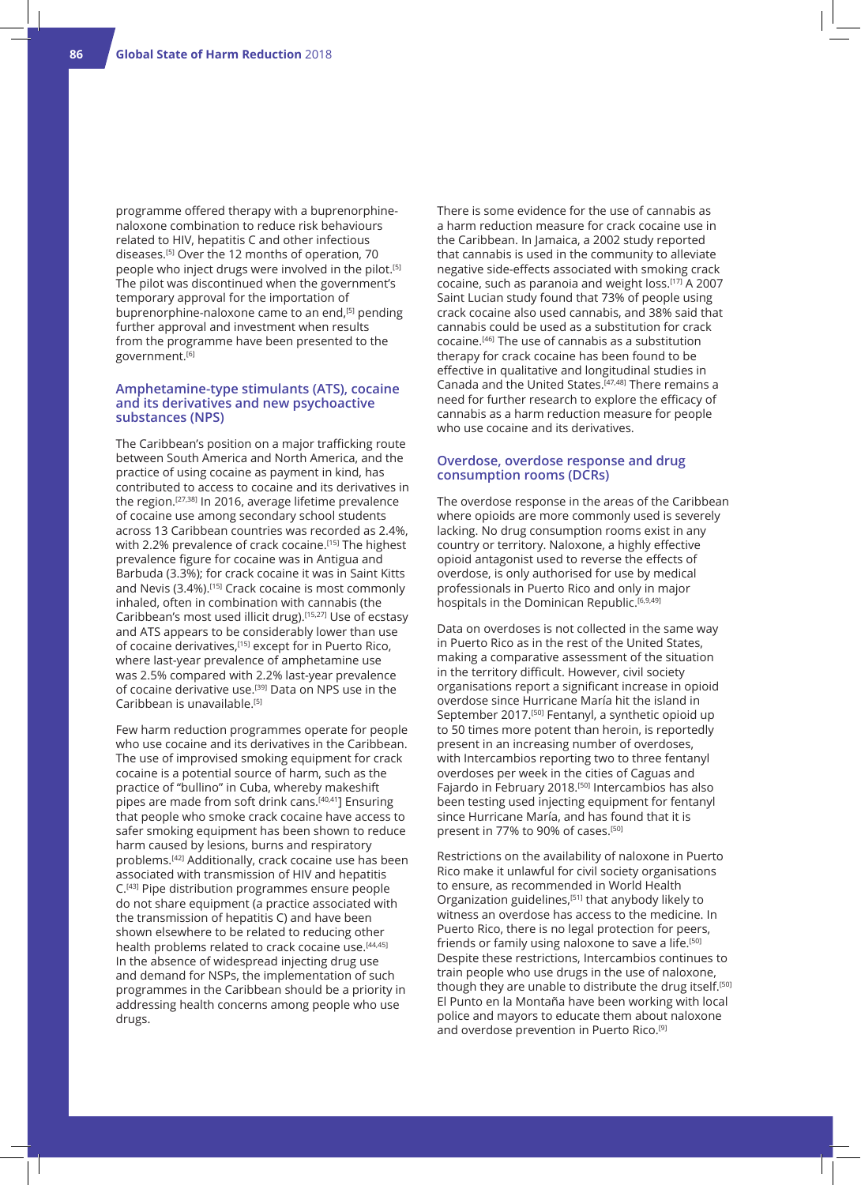programme offered therapy with a buprenorphine-naloxone combination to reduce risk behaviours related to HIV, hepatitis C and other infectious diseases.[5] Over the 12 months of operation, 70 people who inject drugs were involved in the pilot.[5] The pilot was discontinued when the government's temporary approval for the importation of buprenorphine-naloxone came to an end,[5] pending further approval and investment when results from the programme have been presented to the government.[6]

### Amphetamine-type stimulants (ATS), cocaine and its derivatives and new psychoactive substances (NPS)

The Caribbean's position on a major trafficking route between South America and North America, and the practice of using cocaine as payment in kind, has contributed to access to cocaine and its derivatives in the region.[27,38] In 2016, average lifetime prevalence of cocaine use among secondary school students across 13 Caribbean countries was recorded as 2.4%, with 2.2% prevalence of crack cocaine.[15] The highest prevalence figure for cocaine was in Antigua and Barbuda (3.3%); for crack cocaine it was in Saint Kitts and Nevis (3.4%).[15] Crack cocaine is most commonly inhaled, often in combination with cannabis (the Caribbean's most used illicit drug).[15,27] Use of ecstasy and ATS appears to be considerably lower than use of cocaine derivatives,[15] except for in Puerto Rico, where last-year prevalence of amphetamine use was 2.5% compared with 2.2% last-year prevalence of cocaine derivative use.[39] Data on NPS use in the Caribbean is unavailable.[5]

Few harm reduction programmes operate for people who use cocaine and its derivatives in the Caribbean. The use of improvised smoking equipment for crack cocaine is a potential source of harm, such as the practice of "bullino" in Cuba, whereby makeshift pipes are made from soft drink cans.[40,41]] Ensuring that people who smoke crack cocaine have access to safer smoking equipment has been shown to reduce harm caused by lesions, burns and respiratory problems.[42] Additionally, crack cocaine use has been associated with transmission of HIV and hepatitis C.[43] Pipe distribution programmes ensure people do not share equipment (a practice associated with the transmission of hepatitis C) and have been shown elsewhere to be related to reducing other health problems related to crack cocaine use.[44,45] In the absence of widespread injecting drug use and demand for NSPs, the implementation of such programmes in the Caribbean should be a priority in addressing health concerns among people who use drugs.

There is some evidence for the use of cannabis as a harm reduction measure for crack cocaine use in the Caribbean. In Jamaica, a 2002 study reported that cannabis is used in the community to alleviate negative side-effects associated with smoking crack cocaine, such as paranoia and weight loss.[17] A 2007 Saint Lucian study found that 73% of people using crack cocaine also used cannabis, and 38% said that cannabis could be used as a substitution for crack cocaine.[46] The use of cannabis as a substitution therapy for crack cocaine has been found to be effective in qualitative and longitudinal studies in Canada and the United States.[47,48] There remains a need for further research to explore the efficacy of cannabis as a harm reduction measure for people who use cocaine and its derivatives.

### Overdose, overdose response and drug consumption rooms (DCRs)

The overdose response in the areas of the Caribbean where opioids are more commonly used is severely lacking. No drug consumption rooms exist in any country or territory. Naloxone, a highly effective opioid antagonist used to reverse the effects of overdose, is only authorised for use by medical professionals in Puerto Rico and only in major hospitals in the Dominican Republic.[6,9,49]

Data on overdoses is not collected in the same way in Puerto Rico as in the rest of the United States, making a comparative assessment of the situation in the territory difficult. However, civil society organisations report a significant increase in opioid overdose since Hurricane María hit the island in September 2017.[50] Fentanyl, a synthetic opioid up to 50 times more potent than heroin, is reportedly present in an increasing number of overdoses, with Intercambios reporting two to three fentanyl overdoses per week in the cities of Caguas and Fajardo in February 2018.[50] Intercambios has also been testing used injecting equipment for fentanyl since Hurricane María, and has found that it is present in 77% to 90% of cases.[50]

Restrictions on the availability of naloxone in Puerto Rico make it unlawful for civil society organisations to ensure, as recommended in World Health Organization guidelines,[51] that anybody likely to witness an overdose has access to the medicine. In Puerto Rico, there is no legal protection for peers, friends or family using naloxone to save a life.[50] Despite these restrictions, Intercambios continues to train people who use drugs in the use of naloxone, though they are unable to distribute the drug itself.[50] El Punto en la Montaña have been working with local police and mayors to educate them about naloxone and overdose prevention in Puerto Rico.[9]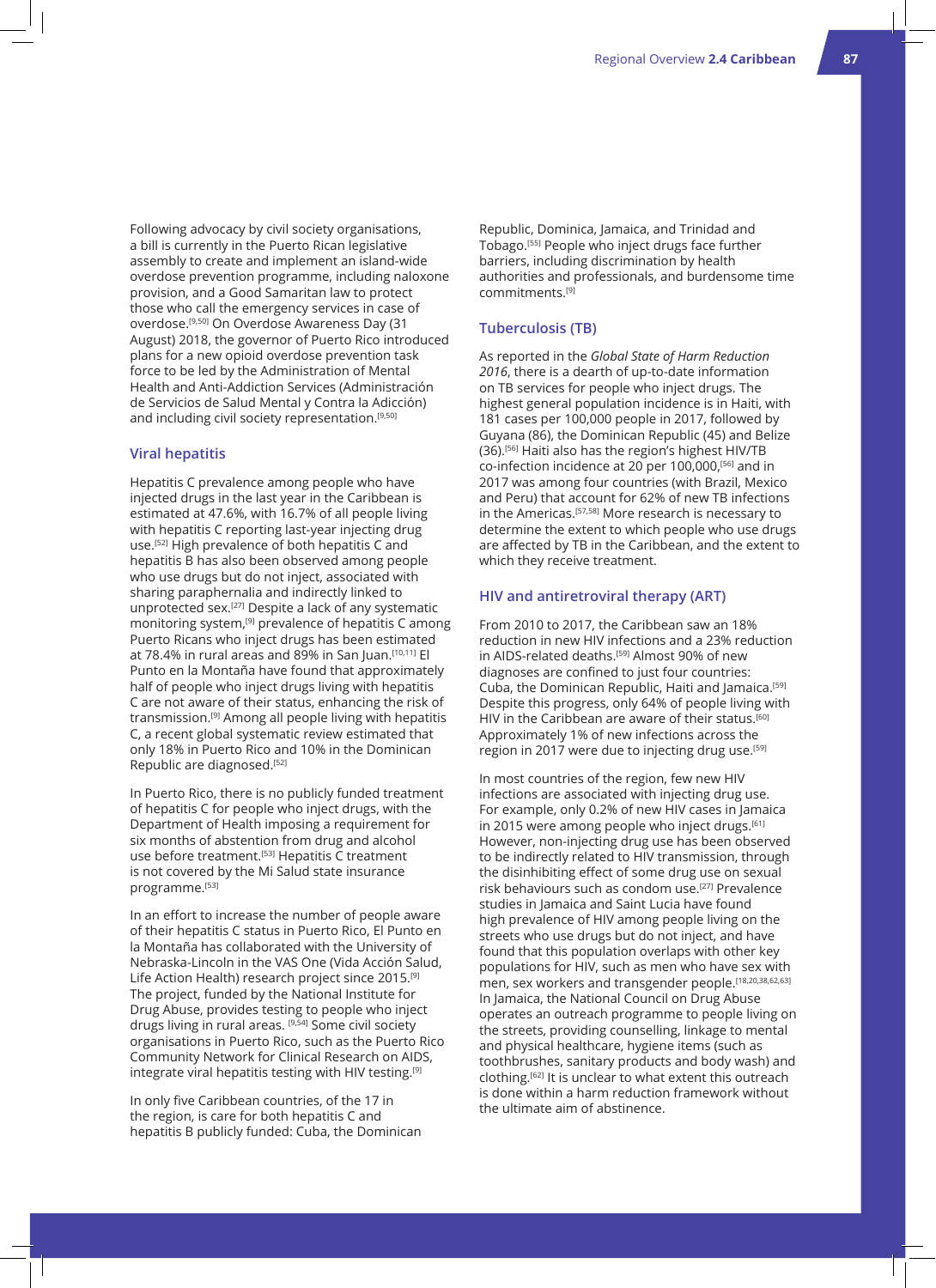Following advocacy by civil society organisations, a bill is currently in the Puerto Rican legislative assembly to create and implement an island-wide overdose prevention programme, including naloxone provision, and a Good Samaritan law to protect those who call the emergency services in case of overdose.[9,50] On Overdose Awareness Day (31 August) 2018, the governor of Puerto Rico introduced plans for a new opioid overdose prevention task force to be led by the Administration of Mental Health and Anti-Addiction Services (Administración de Servicios de Salud Mental y Contra la Adicción) and including civil society representation.[9,50]

### Viral hepatitis

Hepatitis C prevalence among people who have injected drugs in the last year in the Caribbean is estimated at 47.6%, with 16.7% of all people living with hepatitis C reporting last-year injecting drug use.[52] High prevalence of both hepatitis C and hepatitis B has also been observed among people who use drugs but do not inject, associated with sharing paraphernalia and indirectly linked to unprotected sex.[27] Despite a lack of any systematic monitoring system,[9] prevalence of hepatitis C among Puerto Ricans who inject drugs has been estimated at 78.4% in rural areas and 89% in San Juan.[10,11] El Punto en la Montaña have found that approximately half of people who inject drugs living with hepatitis C are not aware of their status, enhancing the risk of transmission.[9] Among all people living with hepatitis C, a recent global systematic review estimated that only 18% in Puerto Rico and 10% in the Dominican Republic are diagnosed.[52]

In Puerto Rico, there is no publicly funded treatment of hepatitis C for people who inject drugs, with the Department of Health imposing a requirement for six months of abstention from drug and alcohol use before treatment.[53] Hepatitis C treatment is not covered by the Mi Salud state insurance programme.[53]

In an effort to increase the number of people aware of their hepatitis C status in Puerto Rico, El Punto en la Montaña has collaborated with the University of Nebraska-Lincoln in the VAS One (Vida Acción Salud, Life Action Health) research project since 2015.[9] The project, funded by the National Institute for Drug Abuse, provides testing to people who inject drugs living in rural areas. [9,54] Some civil society organisations in Puerto Rico, such as the Puerto Rico Community Network for Clinical Research on AIDS, integrate viral hepatitis testing with HIV testing.[9]

In only five Caribbean countries, of the 17 in the region, is care for both hepatitis C and hepatitis B publicly funded: Cuba, the Dominican Republic, Dominica, Jamaica, and Trinidad and Tobago.[55] People who inject drugs face further barriers, including discrimination by health authorities and professionals, and burdensome time commitments.[9]

### Tuberculosis (TB)

As reported in the *Global State of Harm Reduction 2016*, there is a dearth of up-to-date information on TB services for people who inject drugs. The highest general population incidence is in Haiti, with 181 cases per 100,000 people in 2017, followed by Guyana (86), the Dominican Republic (45) and Belize (36).[56] Haiti also has the region's highest HIV/TB co-infection incidence at 20 per 100,000,[56] and in 2017 was among four countries (with Brazil, Mexico and Peru) that account for 62% of new TB infections in the Americas.[57,58] More research is necessary to determine the extent to which people who use drugs are affected by TB in the Caribbean, and the extent to which they receive treatment.

### HIV and antiretroviral therapy (ART)

From 2010 to 2017, the Caribbean saw an 18% reduction in new HIV infections and a 23% reduction in AIDS-related deaths.[59] Almost 90% of new diagnoses are confined to just four countries: Cuba, the Dominican Republic, Haiti and Jamaica.[59] Despite this progress, only 64% of people living with HIV in the Caribbean are aware of their status.[60] Approximately 1% of new infections across the region in 2017 were due to injecting drug use.[59]

In most countries of the region, few new HIV infections are associated with injecting drug use. For example, only 0.2% of new HIV cases in Jamaica in 2015 were among people who inject drugs.[61] However, non-injecting drug use has been observed to be indirectly related to HIV transmission, through the disinhibiting effect of some drug use on sexual risk behaviours such as condom use.[27] Prevalence studies in Jamaica and Saint Lucia have found high prevalence of HIV among people living on the streets who use drugs but do not inject, and have found that this population overlaps with other key populations for HIV, such as men who have sex with men, sex workers and transgender people.[18,20,38,62,63] In Jamaica, the National Council on Drug Abuse operates an outreach programme to people living on the streets, providing counselling, linkage to mental and physical healthcare, hygiene items (such as toothbrushes, sanitary products and body wash) and clothing.[62] It is unclear to what extent this outreach is done within a harm reduction framework without the ultimate aim of abstinence.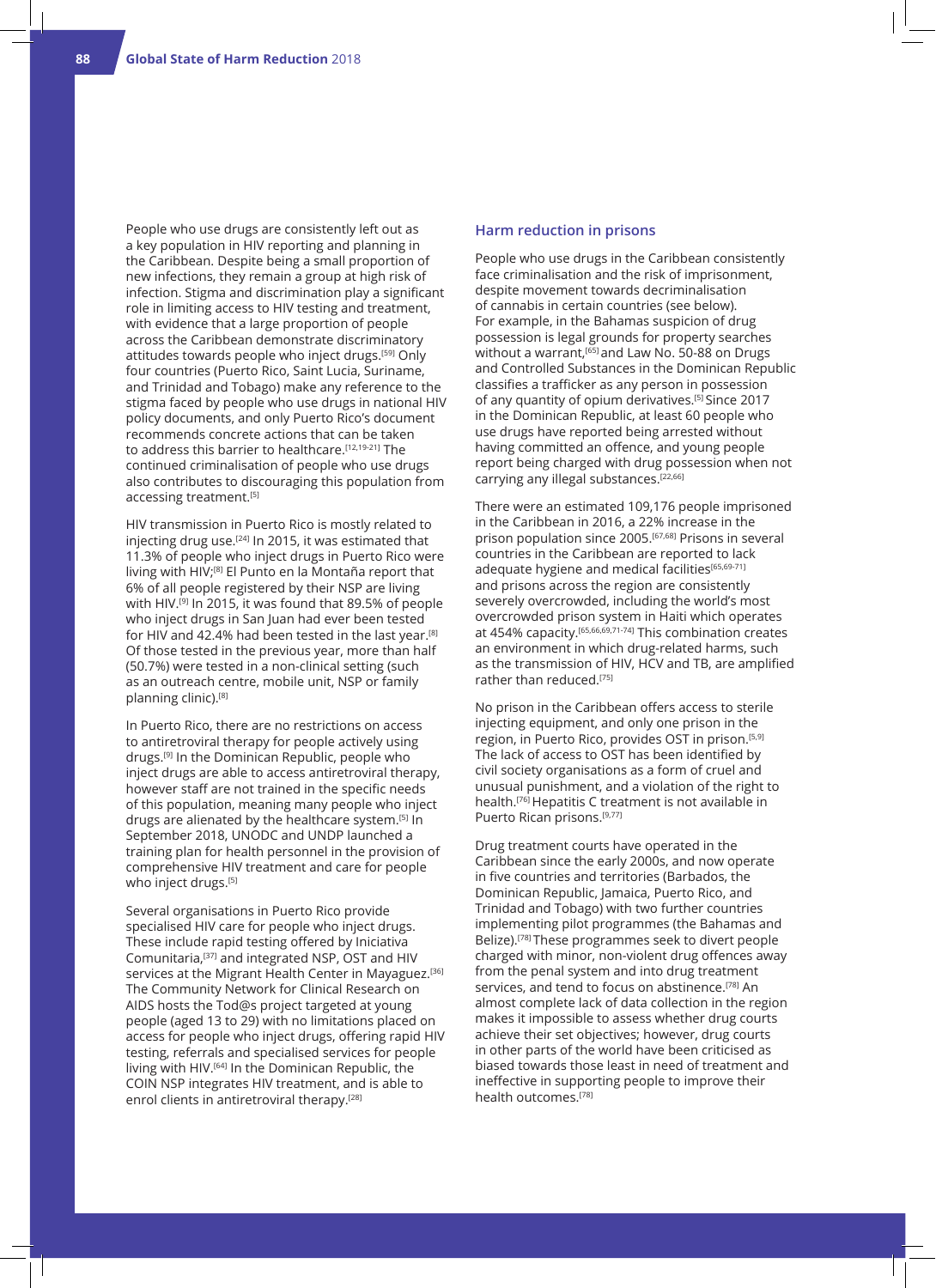People who use drugs are consistently left out as a key population in HIV reporting and planning in the Caribbean. Despite being a small proportion of new infections, they remain a group at high risk of infection. Stigma and discrimination play a significant role in limiting access to HIV testing and treatment, with evidence that a large proportion of people across the Caribbean demonstrate discriminatory attitudes towards people who inject drugs.[59] Only four countries (Puerto Rico, Saint Lucia, Suriname, and Trinidad and Tobago) make any reference to the stigma faced by people who use drugs in national HIV policy documents, and only Puerto Rico's document recommends concrete actions that can be taken to address this barrier to healthcare.[12,19-21] The continued criminalisation of people who use drugs also contributes to discouraging this population from accessing treatment.[5]

HIV transmission in Puerto Rico is mostly related to injecting drug use.[24] In 2015, it was estimated that 11.3% of people who inject drugs in Puerto Rico were living with HIV;[8] El Punto en la Montaña report that 6% of all people registered by their NSP are living with HIV.[9] In 2015, it was found that 89.5% of people who inject drugs in San Juan had ever been tested for HIV and 42.4% had been tested in the last year.[8] Of those tested in the previous year, more than half (50.7%) were tested in a non-clinical setting (such as an outreach centre, mobile unit, NSP or family planning clinic).[8]

In Puerto Rico, there are no restrictions on access to antiretroviral therapy for people actively using drugs.[9] In the Dominican Republic, people who inject drugs are able to access antiretroviral therapy, however staff are not trained in the specific needs of this population, meaning many people who inject drugs are alienated by the healthcare system.[5] In September 2018, UNODC and UNDP launched a training plan for health personnel in the provision of comprehensive HIV treatment and care for people who inject drugs.[5]

Several organisations in Puerto Rico provide specialised HIV care for people who inject drugs. These include rapid testing offered by Iniciativa Comunitaria,[37] and integrated NSP, OST and HIV services at the Migrant Health Center in Mayaguez.[36] The Community Network for Clinical Research on AIDS hosts the Tod@s project targeted at young people (aged 13 to 29) with no limitations placed on access for people who inject drugs, offering rapid HIV testing, referrals and specialised services for people living with HIV.[64] In the Dominican Republic, the COIN NSP integrates HIV treatment, and is able to enrol clients in antiretroviral therapy.[28]

### Harm reduction in prisons

People who use drugs in the Caribbean consistently face criminalisation and the risk of imprisonment, despite movement towards decriminalisation of cannabis in certain countries (see below). For example, in the Bahamas suspicion of drug possession is legal grounds for property searches without a warrant,[65] and Law No. 50-88 on Drugs and Controlled Substances in the Dominican Republic classifies a trafficker as any person in possession of any quantity of opium derivatives.[5] Since 2017 in the Dominican Republic, at least 60 people who use drugs have reported being arrested without having committed an offence, and young people report being charged with drug possession when not carrying any illegal substances.[22,66]

There were an estimated 109,176 people imprisoned in the Caribbean in 2016, a 22% increase in the prison population since 2005.[67,68] Prisons in several countries in the Caribbean are reported to lack adequate hygiene and medical facilities[65,69-71] and prisons across the region are consistently severely overcrowded, including the world's most overcrowded prison system in Haiti which operates at 454% capacity.[65,66,69,71-74] This combination creates an environment in which drug-related harms, such as the transmission of HIV, HCV and TB, are amplified rather than reduced.[75]

No prison in the Caribbean offers access to sterile injecting equipment, and only one prison in the region, in Puerto Rico, provides OST in prison.[5,9] The lack of access to OST has been identified by civil society organisations as a form of cruel and unusual punishment, and a violation of the right to health.[76] Hepatitis C treatment is not available in Puerto Rican prisons.[9,77]

Drug treatment courts have operated in the Caribbean since the early 2000s, and now operate in five countries and territories (Barbados, the Dominican Republic, Jamaica, Puerto Rico, and Trinidad and Tobago) with two further countries implementing pilot programmes (the Bahamas and Belize).[78] These programmes seek to divert people charged with minor, non-violent drug offences away from the penal system and into drug treatment services, and tend to focus on abstinence.[78] An almost complete lack of data collection in the region makes it impossible to assess whether drug courts achieve their set objectives; however, drug courts in other parts of the world have been criticised as biased towards those least in need of treatment and ineffective in supporting people to improve their health outcomes.[78]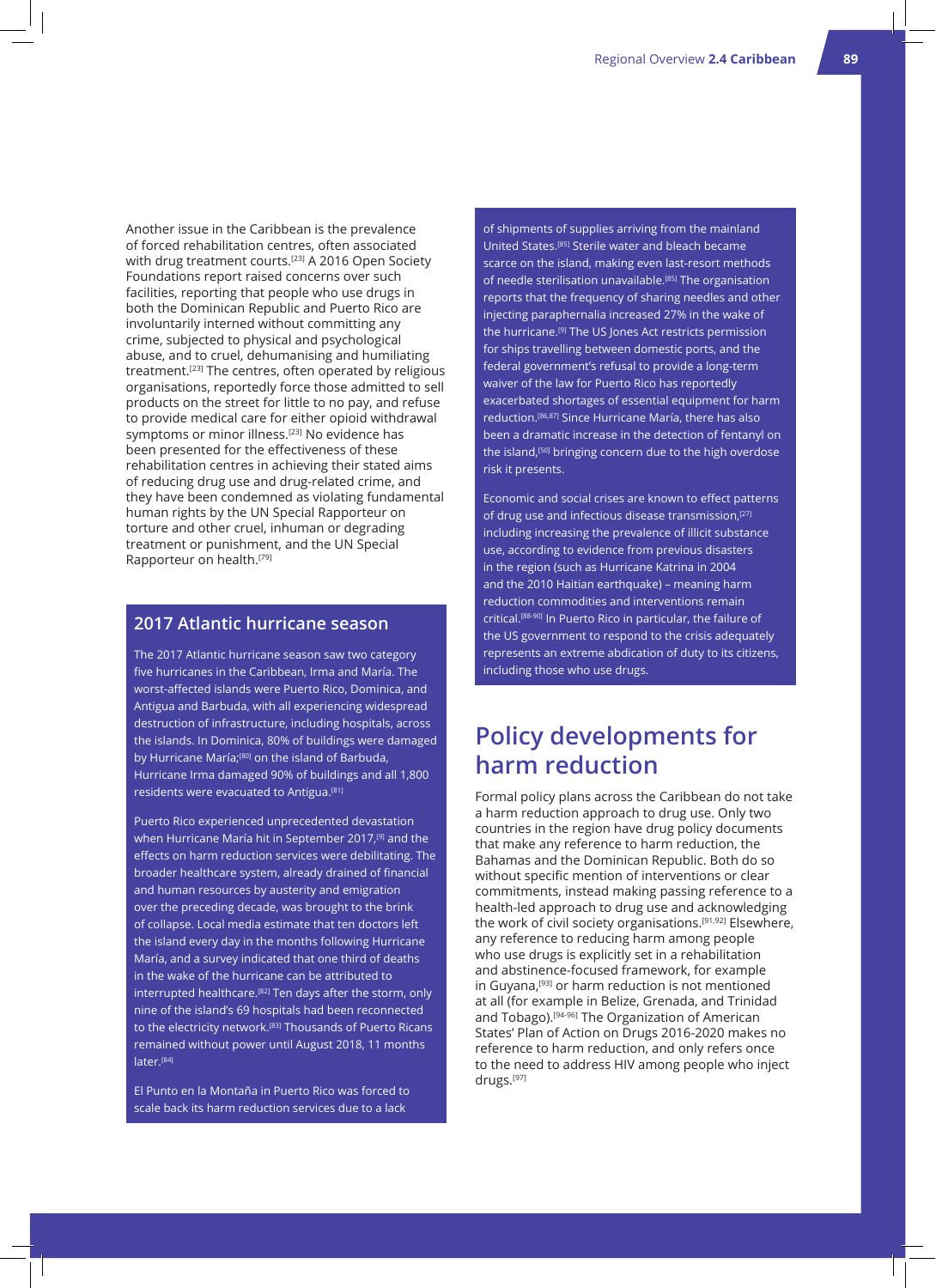Another issue in the Caribbean is the prevalence of forced rehabilitation centres, often associated with drug treatment courts.[23] A 2016 Open Society Foundations report raised concerns over such facilities, reporting that people who use drugs in both the Dominican Republic and Puerto Rico are involuntarily interned without committing any crime, subjected to physical and psychological abuse, and to cruel, dehumanising and humiliating treatment.[23] The centres, often operated by religious organisations, reportedly force those admitted to sell products on the street for little to no pay, and refuse to provide medical care for either opioid withdrawal symptoms or minor illness.[23] No evidence has been presented for the effectiveness of these rehabilitation centres in achieving their stated aims of reducing drug use and drug-related crime, and they have been condemned as violating fundamental human rights by the UN Special Rapporteur on torture and other cruel, inhuman or degrading treatment or punishment, and the UN Special Rapporteur on health.[79]

## 2017 Atlantic hurricane season

The 2017 Atlantic hurricane season saw two category five hurricanes in the Caribbean, Irma and María. The worst-affected islands were Puerto Rico, Dominica, and Antigua and Barbuda, with all experiencing widespread destruction of infrastructure, including hospitals, across the islands. In Dominica, 80% of buildings were damaged by Hurricane María;[80] on the island of Barbuda, Hurricane Irma damaged 90% of buildings and all 1,800 residents were evacuated to Antigua.[81]

Puerto Rico experienced unprecedented devastation when Hurricane María hit in September 2017,[9] and the effects on harm reduction services were debilitating. The broader healthcare system, already drained of financial and human resources by austerity and emigration over the preceding decade, was brought to the brink of collapse. Local media estimate that ten doctors left the island every day in the months following Hurricane María, and a survey indicated that one third of deaths in the wake of the hurricane can be attributed to interrupted healthcare.[82] Ten days after the storm, only nine of the island's 69 hospitals had been reconnected to the electricity network.[83] Thousands of Puerto Ricans remained without power until August 2018, 11 months later.[84]

El Punto en la Montaña in Puerto Rico was forced to scale back its harm reduction services due to a lack of shipments of supplies arriving from the mainland United States.[85] Sterile water and bleach became scarce on the island, making even last-resort methods of needle sterilisation unavailable.[85] The organisation reports that the frequency of sharing needles and other injecting paraphernalia increased 27% in the wake of the hurricane.[9] The US Jones Act restricts permission for ships travelling between domestic ports, and the federal government's refusal to provide a long-term waiver of the law for Puerto Rico has reportedly exacerbated shortages of essential equipment for harm reduction.[86,87] Since Hurricane María, there has also been a dramatic increase in the detection of fentanyl on the island,[50] bringing concern due to the high overdose risk it presents.

Economic and social crises are known to effect patterns of drug use and infectious disease transmission,[27] including increasing the prevalence of illicit substance use, according to evidence from previous disasters in the region (such as Hurricane Katrina in 2004 and the 2010 Haitian earthquake) – meaning harm reduction commodities and interventions remain critical.[88-90] In Puerto Rico in particular, the failure of the US government to respond to the crisis adequately represents an extreme abdication of duty to its citizens, including those who use drugs.

# Policy developments for harm reduction

Formal policy plans across the Caribbean do not take a harm reduction approach to drug use. Only two countries in the region have drug policy documents that make any reference to harm reduction, the Bahamas and the Dominican Republic. Both do so without specific mention of interventions or clear commitments, instead making passing reference to a health-led approach to drug use and acknowledging the work of civil society organisations.[91,92] Elsewhere, any reference to reducing harm among people who use drugs is explicitly set in a rehabilitation and abstinence-focused framework, for example in Guyana,[93] or harm reduction is not mentioned at all (for example in Belize, Grenada, and Trinidad and Tobago).[94-96] The Organization of American States' Plan of Action on Drugs 2016-2020 makes no reference to harm reduction, and only refers once to the need to address HIV among people who inject drugs.[97]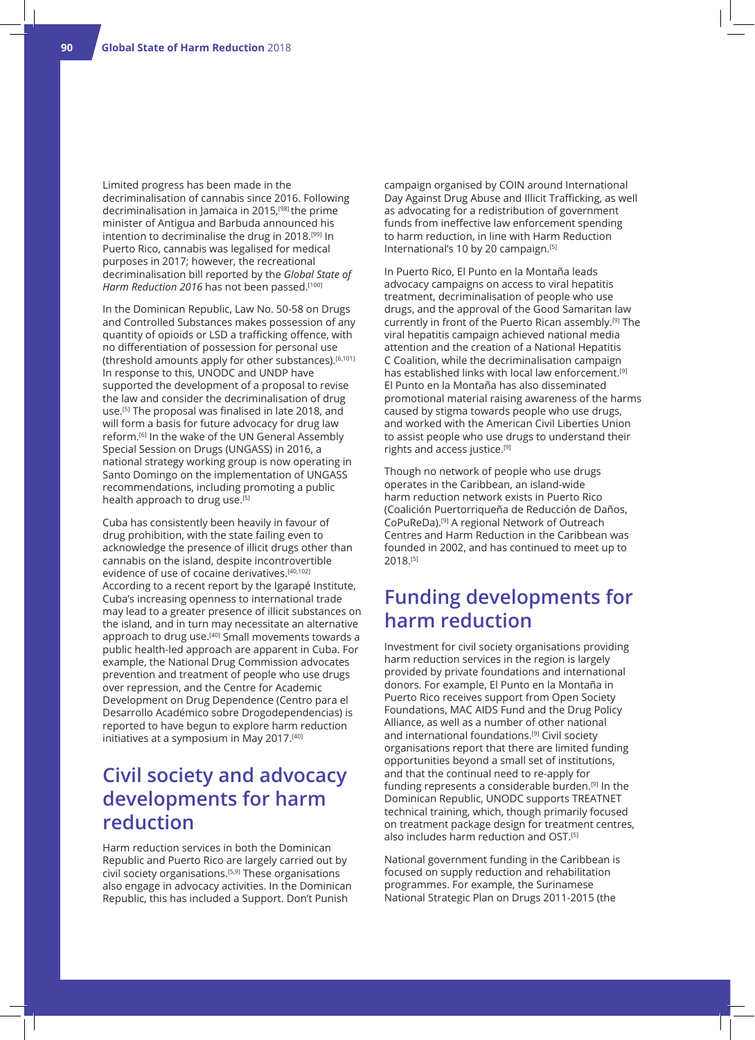Limited progress has been made in the decriminalisation of cannabis since 2016. Following decriminalisation in Jamaica in 2015,[98] the prime minister of Antigua and Barbuda announced his intention to decriminalise the drug in 2018.[99] In Puerto Rico, cannabis was legalised for medical purposes in 2017; however, the recreational decriminalisation bill reported by the *Global State of Harm Reduction 2016* has not been passed.[100]

In the Dominican Republic, Law No. 50-58 on Drugs and Controlled Substances makes possession of any quantity of opioids or LSD a trafficking offence, with no differentiation of possession for personal use (threshold amounts apply for other substances).[6,101] In response to this, UNODC and UNDP have supported the development of a proposal to revise the law and consider the decriminalisation of drug use.[5] The proposal was finalised in late 2018, and will form a basis for future advocacy for drug law reform.[6] In the wake of the UN General Assembly Special Session on Drugs (UNGASS) in 2016, a national strategy working group is now operating in Santo Domingo on the implementation of UNGASS recommendations, including promoting a public health approach to drug use.[5]

Cuba has consistently been heavily in favour of drug prohibition, with the state failing even to acknowledge the presence of illicit drugs other than cannabis on the island, despite incontrovertible evidence of use of cocaine derivatives.[40,102] According to a recent report by the Igarapé Institute, Cuba's increasing openness to international trade may lead to a greater presence of illicit substances on the island, and in turn may necessitate an alternative approach to drug use.[40] Small movements towards a public health-led approach are apparent in Cuba. For example, the National Drug Commission advocates prevention and treatment of people who use drugs over repression, and the Centre for Academic Development on Drug Dependence (Centro para el Desarrollo Académico sobre Drogodependencias) is reported to have begun to explore harm reduction initiatives at a symposium in May 2017.[40]

## Civil society and advocacy developments for harm reduction

Harm reduction services in both the Dominican Republic and Puerto Rico are largely carried out by civil society organisations.[5,9] These organisations also engage in advocacy activities. In the Dominican Republic, this has included a Support. Don't Punish campaign organised by COIN around International Day Against Drug Abuse and Illicit Trafficking, as well as advocating for a redistribution of government funds from ineffective law enforcement spending to harm reduction, in line with Harm Reduction International's 10 by 20 campaign.[5]

In Puerto Rico, El Punto en la Montaña leads advocacy campaigns on access to viral hepatitis treatment, decriminalisation of people who use drugs, and the approval of the Good Samaritan law currently in front of the Puerto Rican assembly.[9] The viral hepatitis campaign achieved national media attention and the creation of a National Hepatitis C Coalition, while the decriminalisation campaign has established links with local law enforcement.[9] El Punto en la Montaña has also disseminated promotional material raising awareness of the harms caused by stigma towards people who use drugs, and worked with the American Civil Liberties Union to assist people who use drugs to understand their rights and access justice.[9]

Though no network of people who use drugs operates in the Caribbean, an island-wide harm reduction network exists in Puerto Rico (Coalición Puertorriqueña de Reducción de Daños, CoPuReDa).[9] A regional Network of Outreach Centres and Harm Reduction in the Caribbean was founded in 2002, and has continued to meet up to 2018.[5]

## Funding developments for harm reduction

Investment for civil society organisations providing harm reduction services in the region is largely provided by private foundations and international donors. For example, El Punto en la Montaña in Puerto Rico receives support from Open Society Foundations, MAC AIDS Fund and the Drug Policy Alliance, as well as a number of other national and international foundations.[9] Civil society organisations report that there are limited funding opportunities beyond a small set of institutions, and that the continual need to re-apply for funding represents a considerable burden.[9] In the Dominican Republic, UNODC supports TREATNET technical training, which, though primarily focused on treatment package design for treatment centres, also includes harm reduction and OST.[5]

National government funding in the Caribbean is focused on supply reduction and rehabilitation programmes. For example, the Surinamese National Strategic Plan on Drugs 2011-2015 (the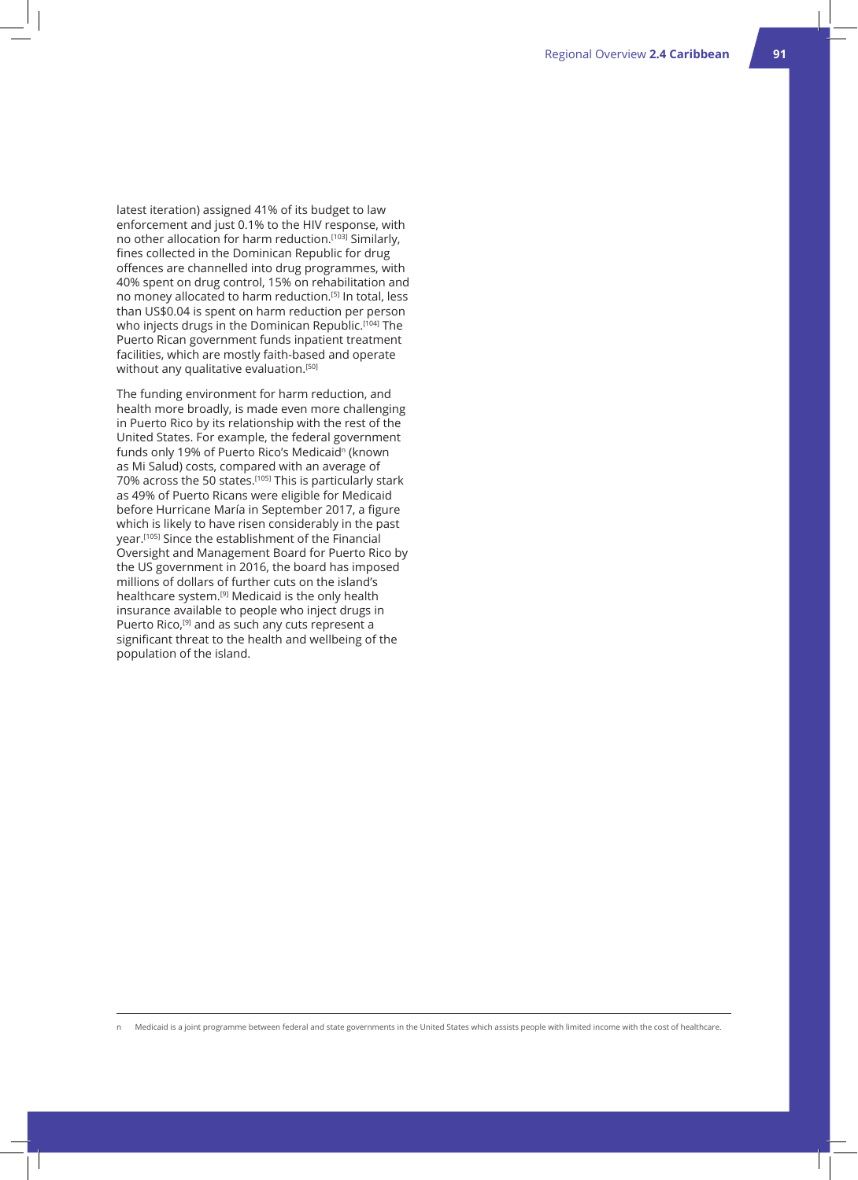latest iteration) assigned 41% of its budget to law enforcement and just 0.1% to the HIV response, with no other allocation for harm reduction.[103] Similarly, fines collected in the Dominican Republic for drug offences are channelled into drug programmes, with 40% spent on drug control, 15% on rehabilitation and no money allocated to harm reduction.[5] In total, less than US$0.04 is spent on harm reduction per person who injects drugs in the Dominican Republic.[104] The Puerto Rican government funds inpatient treatment facilities, which are mostly faith-based and operate without any qualitative evaluation.[50]

The funding environment for harm reduction, and health more broadly, is made even more challenging in Puerto Rico by its relationship with the rest of the United States. For example, the federal government funds only 19% of Puerto Rico's Medicaid[n] (known as Mi Salud) costs, compared with an average of 70% across the 50 states.[105] This is particularly stark as 49% of Puerto Ricans were eligible for Medicaid before Hurricane María in September 2017, a figure which is likely to have risen considerably in the past year.[105] Since the establishment of the Financial Oversight and Management Board for Puerto Rico by the US government in 2016, the board has imposed millions of dollars of further cuts on the island's healthcare system.[9] Medicaid is the only health insurance available to people who inject drugs in Puerto Rico,[9] and as such any cuts represent a significant threat to the health and wellbeing of the population of the island.

---

n Medicaid is a joint programme between federal and state governments in the United States which assists people with limited income with the cost of healthcare.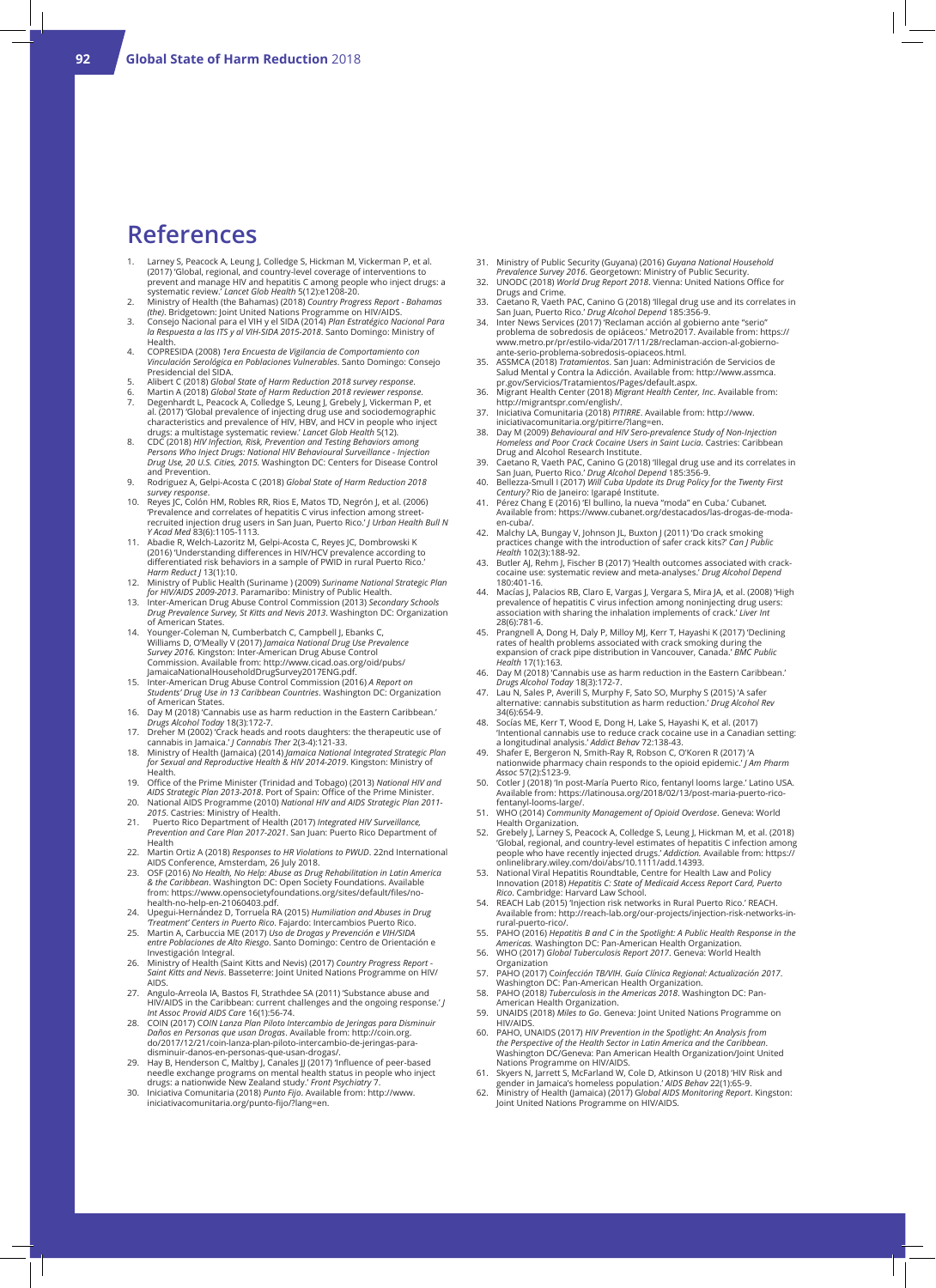# References

1. Larney S, Peacock A, Leung J, Colledge S, Hickman M, Vickerman P, et al. (2017) 'Global, regional, and country-level coverage of interventions to prevent and manage HIV and hepatitis C among people who inject drugs: a systematic review.' *Lancet Glob Health* 5(12):e1208-20.
2. Ministry of Health (the Bahamas) (2018) *Country Progress Report - Bahamas (the)*. Bridgetown: Joint United Nations Programme on HIV/AIDS.
3. Consejo Nacional para el VIH y el SIDA (2014) *Plan Estratégico Nacional Para la Respuesta a las ITS y al VIH-SIDA 2015-2018*. Santo Domingo: Ministry of Health.
4. COPRESIDA (2008) *1era Encuesta de Vigilancia de Comportamiento con Vinculación Serológica en Poblaciones Vulnerables*. Santo Domingo: Consejo Presidencial del SIDA.
5. Alibert C (2018) *Global State of Harm Reduction 2018 survey response*.
6. Martin A (2018) *Global State of Harm Reduction 2018 reviewer response*.
7. Degenhardt L, Peacock A, Colledge S, Leung J, Grebely J, Vickerman P, et al. (2017) 'Global prevalence of injecting drug use and sociodemographic characteristics and prevalence of HIV, HBV, and HCV in people who inject drugs: a multistage systematic review.' *Lancet Glob Health* 5(12).
8. CDC (2018) *HIV Infection, Risk, Prevention and Testing Behaviors among Persons Who Inject Drugs: National HIV Behavioural Surveillance - Injection Drug Use, 20 U.S. Cities, 2015*. Washington DC: Centers for Disease Control and Prevention.
9. Rodriguez A, Gelpi-Acosta C (2018) *Global State of Harm Reduction 2018 survey response*.
10. Reyes JC, Colón HM, Robles RR, Rios E, Matos TD, Negrón J, et al. (2006) 'Prevalence and correlates of hepatitis C virus infection among street-recruited injection drug users in San Juan, Puerto Rico.' *J Urban Health Bull N Y Acad Med* 83(6):1105-1113.
11. Abadie R, Welch-Lazoritz M, Gelpi-Acosta C, Reyes JC, Dombrowski K (2016) 'Understanding differences in HIV/HCV prevalence according to differentiated risk behaviors in a sample of PWID in rural Puerto Rico.' *Harm Reduct J* 13(1):10.
12. Ministry of Public Health (Suriname ) (2009) *Suriname National Strategic Plan for HIV/AIDS 2009-2013*. Paramaribo: Ministry of Public Health.
13. Inter-American Drug Abuse Control Commission (2013) *Secondary Schools Drug Prevalence Survey, St Kitts and Nevis 2013*. Washington DC: Organization of American States.
14. Younger-Coleman N, Cumberbatch C, Campbell J, Ebanks C, Williams D, O'Meally V (2017) *Jamaica National Drug Use Prevalence Survey 2016*. Kingston: Inter-American Drug Abuse Control Commission. Available from: http://www.cicad.oas.org/oid/pubs/JamaicaNationalHouseholdDrugSurvey2017ENG.pdf.
15. Inter-American Drug Abuse Control Commission (2016) *A Report on Students' Drug Use in 13 Caribbean Countries*. Washington DC: Organization of American States.
16. Day M (2018) 'Cannabis use as harm reduction in the Eastern Caribbean.' *Drugs Alcohol Today* 18(3):172-7.
17. Dreher M (2002) 'Crack heads and roots daughters: the therapeutic use of cannabis in Jamaica.' *J Cannabis Ther* 2(3-4):121-33.
18. Ministry of Health (Jamaica) (2014) *Jamaica National Integrated Strategic Plan for Sexual and Reproductive Health & HIV 2014-2019*. Kingston: Ministry of Health.
19. Office of the Prime Minister (Trinidad and Tobago) (2013) *National HIV and AIDS Strategic Plan 2013-2018*. Port of Spain: Office of the Prime Minister.
20. National AIDS Programme (2010) *National HIV and AIDS Strategic Plan 2011-2015*. Castries: Ministry of Health.
21. Puerto Rico Department of Health (2017) *Integrated HIV Surveillance, Prevention and Care Plan 2017-2021*. San Juan: Puerto Rico Department of Health
22. Martin Ortiz A (2018) *Responses to HR Violations to PWUD*. 22nd International AIDS Conference, Amsterdam, 26 July 2018.
23. OSF (2016) *No Health, No Help: Abuse as Drug Rehabilitation in Latin America & the Caribbean*. Washington DC: Open Society Foundations. Available from: https://www.opensocietyfoundations.org/sites/default/files/no-health-no-help-en-21060403.pdf.
24. Upegui-Hernández D, Torruela RA (2015) *Humiliation and Abuses in Drug 'Treatment' Centers in Puerto Rico*. Fajardo: Intercambios Puerto Rico.
25. Martin A, Carbuccia ME (2017) *Uso de Drogas y Prevención e VIH/SIDA entre Poblaciones de Alto Riesgo*. Santo Domingo: Centro de Orientación e Investigación Integral.
26. Ministry of Health (Saint Kitts and Nevis) (2017) *Country Progress Report - Saint Kitts and Nevis*. Basseterre: Joint United Nations Programme on HIV/AIDS.
27. Angulo-Arreola IA, Bastos FI, Strathdee SA (2011) 'Substance abuse and HIV/AIDS in the Caribbean: current challenges and the ongoing response.' *J Int Assoc Provid AIDS Care* 16(1):56-74.
28. COIN (2017) *COIN Lanza Plan Piloto Intercambio de Jeringas para Disminuir Daños en Personas que usan Drogas*. Available from: http://coin.org.do/2017/12/21/coin-lanza-plan-piloto-intercambio-de-jeringas-para-disminuir-danos-en-personas-que-usan-drogas/.
29. Hay B, Henderson C, Maltby J, Canales JJ (2017) 'Influence of peer-based needle exchange programs on mental health status in people who inject drugs: a nationwide New Zealand study.' *Front Psychiatry* 7.
30. Iniciativa Comunitaria (2018) *Punto Fijo*. Available from: http://www.iniciativacomunitaria.org/punto-fijo/?lang=en.
31. Ministry of Public Security (Guyana) (2016) *Guyana National Household Prevalence Survey 2016*. Georgetown: Ministry of Public Security.
32. UNODC (2018) *World Drug Report 2018*. Vienna: United Nations Office for Drugs and Crime.
33. Caetano R, Vaeth PAC, Canino G (2018) 'Illegal drug use and its correlates in San Juan, Puerto Rico.' *Drug Alcohol Depend* 185:356-9.
34. Inter News Services (2017) 'Reclaman acción al gobierno ante "serio" problema de sobredosis de opiáceos.' Metro2017. Available from: https://www.metro.pr/pr/estilo-vida/2017/11/28/reclaman-accion-al-gobierno-ante-serio-problema-sobredosis-opiaceos.html.
35. ASSMCA (2018) *Tratamientos*. San Juan: Administración de Servicios de Salud Mental y Contra la Adicción. Available from: http://www.assmca.pr.gov/Servicios/Tratamientos/Pages/default.aspx.
36. Migrant Health Center (2018) *Migrant Health Center, Inc*. Available from: http://migrantspr.com/english/.
37. Iniciativa Comunitaria (2018) *PITIRRE*. Available from: http://www.iniciativacomunitaria.org/pitirre/?lang=en.
38. Day M (2009) *Behavioural and HIV Sero-prevalence Study of Non-Injection Homeless and Poor Crack Cocaine Users in Saint Lucia*. Castries: Caribbean Drug and Alcohol Research Institute.
39. Caetano R, Vaeth PAC, Canino G (2018) 'Illegal drug use and its correlates in San Juan, Puerto Rico.' *Drug Alcohol Depend* 185:356-9.
40. Bellezza-Smull I (2017) *Will Cuba Update its Drug Policy for the Twenty First Century?* Rio de Janeiro: Igarapé Institute.
41. Pérez Chang E (2016) 'El bullino, la nueva "moda" en Cuba.' Cubanet. Available from: https://www.cubanet.org/destacados/las-drogas-de-moda-en-cuba/.
42. Malchy LA, Bungay V, Johnson JL, Buxton J (2011) 'Do crack smoking practices change with the introduction of safer crack kits?' *Can J Public Health* 102(3):188-92.
43. Butler AJ, Rehm J, Fischer B (2017) 'Health outcomes associated with crack-cocaine use: systematic review and meta-analyses.' *Drug Alcohol Depend* 180:401-16.
44. Macías J, Palacios RB, Claro E, Vargas J, Vergara S, Mira JA, et al. (2008) 'High prevalence of hepatitis C virus infection among noninjecting drug users: association with sharing the inhalation implements of crack.' *Liver Int* 28(6):781-6.
45. Prangnell A, Dong H, Daly P, Milloy MJ, Kerr T, Hayashi K (2017) 'Declining rates of health problems associated with crack smoking during the expansion of crack pipe distribution in Vancouver, Canada.' *BMC Public Health* 17(1):163.
46. Day M (2018) 'Cannabis use as harm reduction in the Eastern Caribbean.' *Drugs Alcohol Today* 18(3):172-7.
47. Lau N, Sales P, Averill S, Murphy F, Sato SO, Murphy S (2015) 'A safer alternative: cannabis substitution as harm reduction.' *Drug Alcohol Rev* 34(6):654-9.
48. Socías ME, Kerr T, Wood E, Dong H, Lake S, Hayashi K, et al. (2017) 'Intentional cannabis use to reduce crack cocaine use in a Canadian setting: a longitudinal analysis.' *Addict Behav* 72:138-43.
49. Shafer E, Bergeron N, Smith-Ray R, Robson C, O'Koren R (2017) 'A nationwide pharmacy chain responds to the opioid epidemic.' *J Am Pharm Assoc* 57(2):S123-9.
50. Cotler J (2018) 'In post-María Puerto Rico, fentanyl looms large.' Latino USA. Available from: https://latinousa.org/2018/02/13/post-maria-puerto-rico-fentanyl-looms-large/.
51. WHO (2014) *Community Management of Opioid Overdose*. Geneva: World Health Organization.
52. Grebely J, Larney S, Peacock A, Colledge S, Leung J, Hickman M, et al. (2018) 'Global, regional, and country-level estimates of hepatitis C infection among people who have recently injected drugs.' *Addiction*. Available from: https://onlinelibrary.wiley.com/doi/abs/10.1111/add.14393.
53. National Viral Hepatitis Roundtable, Centre for Health Law and Policy Innovation (2018) *Hepatitis C: State of Medicaid Access Report Card, Puerto Rico*. Cambridge: Harvard Law School.
54. REACH Lab (2015) 'Injection risk networks in Rural Puerto Rico.' REACH. Available from: http://reach-lab.org/our-projects/injection-risk-networks-in-rural-puerto-rico/.
55. PAHO (2016) *Hepatitis B and C in the Spotlight: A Public Health Response in the Americas*. Washington DC: Pan-American Health Organization.
56. WHO (2017) *Global Tuberculosis Report 2017*. Geneva: World Health Organization
57. PAHO (2017) *Coinfección TB/VIH. Guía Clínica Regional: Actualización 2017*. Washington DC: Pan-American Health Organization.
58. PAHO (2018) *Tuberculosis in the Americas 2018*. Washington DC: Pan-American Health Organization.
59. UNAIDS (2018) *Miles to Go*. Geneva: Joint United Nations Programme on HIV/AIDS.
60. PAHO, UNAIDS (2017) *HIV Prevention in the Spotlight: An Analysis from the Perspective of the Health Sector in Latin America and the Caribbean*. Washington DC/Geneva: Pan American Health Organization/Joint United Nations Programme on HIV/AIDS.
61. Skyers N, Jarrett S, McFarland W, Cole D, Atkinson U (2018) 'HIV Risk and gender in Jamaica's homeless population.' *AIDS Behav* 22(1):65-9.
62. Ministry of Health (Jamaica) (2017) *Global AIDS Monitoring Report*. Kingston: Joint United Nations Programme on HIV/AIDS.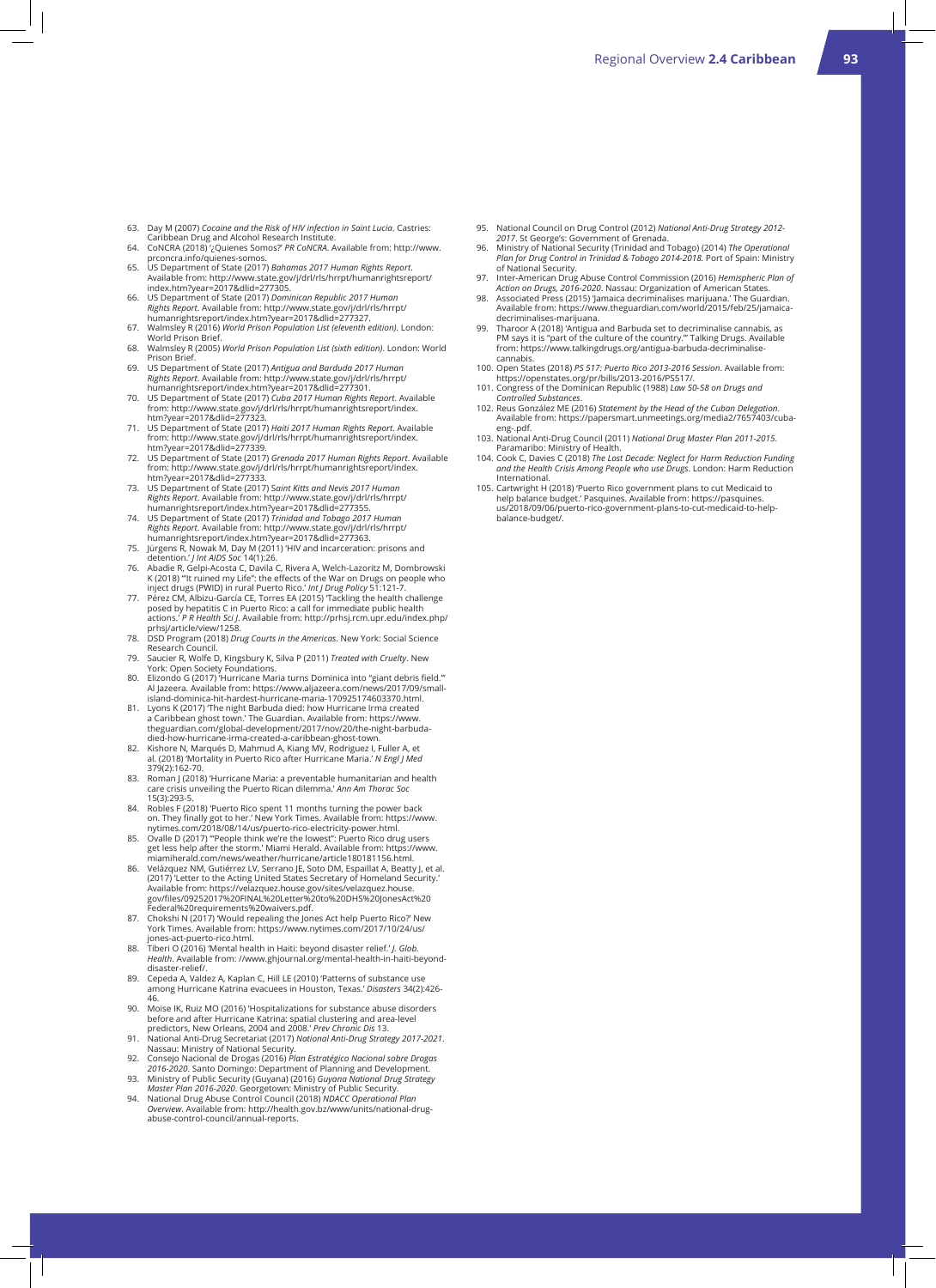63. Day M (2007) *Cocaine and the Risk of HIV infection in Saint Lucia*. Castries: Caribbean Drug and Alcohol Research Institute.
64. CoNCRA (2018) '¿Quienes Somos?' *PR CoNCRA*. Available from: http://www.prconcra.info/quienes-somos.
65. US Department of State (2017) *Bahamas 2017 Human Rights Report*. Available from: http://www.state.gov/j/drl/rls/hrrpt/humanrightsreport/index.htm?year=2017&dlid=277305.
66. US Department of State (2017) *Dominican Republic 2017 Human Rights Report*. Available from: http://www.state.gov/j/drl/rls/hrrpt/humanrightsreport/index.htm?year=2017&dlid=277327.
67. Walmsley R (2016) *World Prison Population List (eleventh edition)*. London: World Prison Brief.
68. Walmsley R (2005) *World Prison Population List (sixth edition)*. London: World Prison Brief.
69. US Department of State (2017) *Antigua and Barbuda 2017 Human Rights Report*. Available from: http://www.state.gov/j/drl/rls/hrrpt/humanrightsreport/index.htm?year=2017&dlid=277301.
70. US Department of State (2017) *Cuba 2017 Human Rights Report*. Available from: http://www.state.gov/j/drl/rls/hrrpt/humanrightsreport/index.htm?year=2017&dlid=277323.
71. US Department of State (2017) *Haiti 2017 Human Rights Report*. Available from: http://www.state.gov/j/drl/rls/hrrpt/humanrightsreport/index.htm?year=2017&dlid=277339.
72. US Department of State (2017) *Grenada 2017 Human Rights Report*. Available from: http://www.state.gov/j/drl/rls/hrrpt/humanrightsreport/index.htm?year=2017&dlid=277333.
73. US Department of State (2017) *Saint Kitts and Nevis 2017 Human Rights Report*. Available from: http://www.state.gov/j/drl/rls/hrrpt/humanrightsreport/index.htm?year=2017&dlid=277355.
74. US Department of State (2017) *Trinidad and Tobago 2017 Human Rights Report*. Available from: http://www.state.gov/j/drl/rls/hrrpt/humanrightsreport/index.htm?year=2017&dlid=277363.
75. Jürgens R, Nowak M, Day M (2011) 'HIV and incarceration: prisons and detention.' *J Int AIDS Soc* 14(1):26.
76. Abadie R, Gelpi-Acosta C, Davila C, Rivera A, Welch-Lazoritz M, Dombrowski K (2018) '"It ruined my Life": the effects of the War on Drugs on people who inject drugs (PWID) in rural Puerto Rico.' *Int J Drug Policy* 51:121-7.
77. Pérez CM, Albizu-García CE, Torres EA (2015) 'Tackling the health challenge posed by hepatitis C in Puerto Rico: a call for immediate public health actions.' *P R Health Sci J*. Available from: http://prhsj.rcm.upr.edu/index.php/prhsj/article/view/1258.
78. DSD Program (2018) *Drug Courts in the Americas*. New York: Social Science Research Council.
79. Saucier R, Wolfe D, Kingsbury K, Silva P (2011) *Treated with Cruelty*. New York: Open Society Foundations.
80. Elizondo G (2017) 'Hurricane Maria turns Dominica into "giant debris field."' Al Jazeera. Available from: https://www.aljazeera.com/news/2017/09/small-island-dominica-hit-hardest-hurricane-maria-170925174603370.html.
81. Lyons K (2017) 'The night Barbuda died: how Hurricane Irma created a Caribbean ghost town.' The Guardian. Available from: https://www.theguardian.com/global-development/2017/nov/20/the-night-barbuda-died-how-hurricane-irma-created-a-caribbean-ghost-town.
82. Kishore N, Marqués D, Mahmud A, Kiang MV, Rodriguez I, Fuller A, et al. (2018) 'Mortality in Puerto Rico after Hurricane Maria.' *N Engl J Med* 379(2):162-70.
83. Roman J (2018) 'Hurricane Maria: a preventable humanitarian and health care crisis unveiling the Puerto Rican dilemma.' *Ann Am Thorac Soc* 15(3):293-5.
84. Robles F (2018) 'Puerto Rico spent 11 months turning the power back on. They finally got to her.' New York Times. Available from: https://www.nytimes.com/2018/08/14/us/puerto-rico-electricity-power.html.
85. Ovalle D (2017) '"People think we're the lowest": Puerto Rico drug users get less help after the storm.' Miami Herald. Available from: https://www.miamiherald.com/news/weather/hurricane/article180181156.html.
86. Velázquez NM, Gutiérrez LV, Serrano JE, Soto DM, Espaillat A, Beatty J, et al. (2017) 'Letter to the Acting United States Secretary of Homeland Security.' Available from: https://velazquez.house.gov/sites/velazquez.house.gov/files/09252017%20FINAL%20Letter%20to%20DHS%20JonesAct%20Federal%20requirements%20waivers.pdf.
87. Chokshi N (2017) 'Would repealing the Jones Act help Puerto Rico?' New York Times. Available from: https://www.nytimes.com/2017/10/24/us/jones-act-puerto-rico.html.
88. Tiberi O (2016) 'Mental health in Haiti: beyond disaster relief.' *J. Glob. Health*. Available from: //www.ghjournal.org/mental-health-in-haiti-beyond-disaster-relief/.
89. Cepeda A, Valdez A, Kaplan C, Hill LE (2010) 'Patterns of substance use among Hurricane Katrina evacuees in Houston, Texas.' *Disasters* 34(2):426-46.
90. Moise IK, Ruiz MO (2016) 'Hospitalizations for substance abuse disorders before and after Hurricane Katrina: spatial clustering and area-level predictors, New Orleans, 2004 and 2008.' *Prev Chronic Dis* 13.
91. National Anti-Drug Secretariat (2017) *National Anti-Drug Strategy 2017-2021*. Nassau: Ministry of National Security.
92. Consejo Nacional de Drogas (2016) *Plan Estratégico Nacional sobre Drogas 2016-2020*. Santo Domingo: Department of Planning and Development.
93. Ministry of Public Security (Guyana) (2016) *Guyana National Drug Strategy Master Plan 2016-2020*. Georgetown: Ministry of Public Security.
94. National Drug Abuse Control Council (2018) *NDACC Operational Plan Overview*. Available from: http://health.gov.bz/www/units/national-drug-abuse-control-council/annual-reports.
95. National Council on Drug Control (2012) *National Anti-Drug Strategy 2012-2017*. St George's: Government of Grenada.
96. Ministry of National Security (Trinidad and Tobago) (2014) *The Operational Plan for Drug Control in Trinidad & Tobago 2014-2018*. Port of Spain: Ministry of National Security.
97. Inter-American Drug Abuse Control Commission (2016) *Hemispheric Plan of Action on Drugs, 2016-2020*. Nassau: Organization of American States.
98. Associated Press (2015) 'Jamaica decriminalises marijuana.' The Guardian. Available from: https://www.theguardian.com/world/2015/feb/25/jamaica-decriminalises-marijuana.
99. Tharoor A (2018) 'Antigua and Barbuda set to decriminalise cannabis, as PM says it is "part of the culture of the country."' Talking Drugs. Available from: https://www.talkingdrugs.org/antigua-barbuda-decriminalise-cannabis.
100. Open States (2018) *PS 517: Puerto Rico 2013-2016 Session*. Available from: https://openstates.org/pr/bills/2013-2016/PS517/.
101. Congress of the Dominican Republic (1988) *Law 50-58 on Drugs and Controlled Substances*.
102. Reus González ME (2016) *Statement by the Head of the Cuban Delegation*. Available from: https://papersmart.unmeetings.org/media2/7657403/cuba-eng-.pdf.
103. National Anti-Drug Council (2011) *National Drug Master Plan 2011-2015*. Paramaribo: Ministry of Health.
104. Cook C, Davies C (2018) *The Lost Decade: Neglect for Harm Reduction Funding and the Health Crisis Among People who use Drugs*. London: Harm Reduction International.
105. Cartwright H (2018) 'Puerto Rico government plans to cut Medicaid to help balance budget.' Pasquines. Available from: https://pasquines.us/2018/09/06/puerto-rico-government-plans-to-cut-medicaid-to-help-balance-budget/.